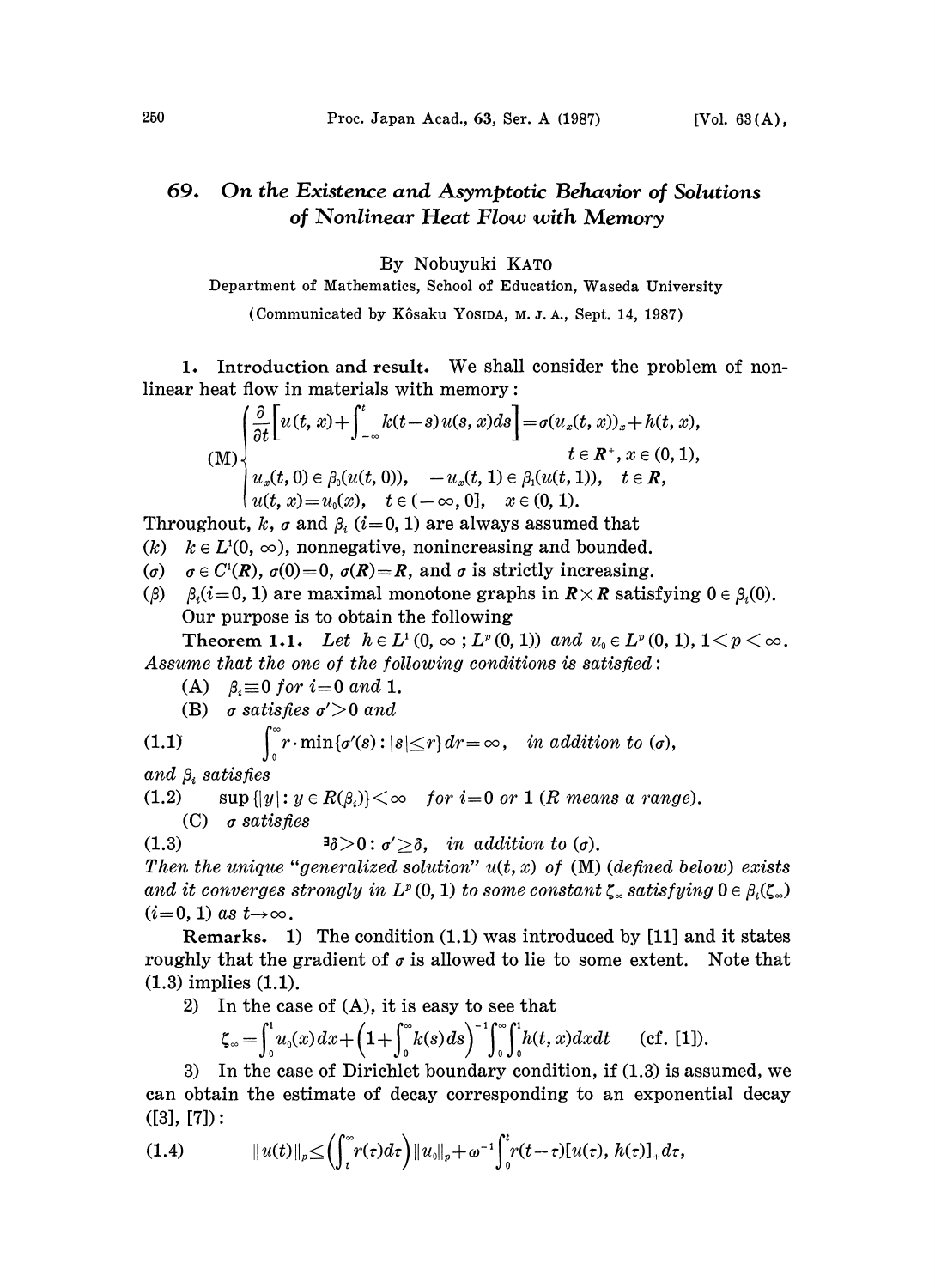# 69. *On the Existence and Asymptotic Behavior of Solutions of Nonlinear Heat Flow with Memory*

By Nobuyuki KATO

Department of Mathematics, School of Education, Waseda University

(Communicated by Kôsaku YOSIDA, M. J. A., Sept. 14, 1987)

**1. Introduction and result.** We shall consider the problem of nonlinear heat flow in materials with memory:

$$
\text{(M)}\begin{cases}
\dfrac{\partial}{\partial t}\left[u(t,x)+\displaystyle\int_{-\infty}^{t}k(t-s)u(s,x)ds\right]=\sigma(u_x(t,x))_x+h(t,x), \\
\qquad\qquad\qquad\qquad\qquad\qquad\qquad\qquad t\in \boldsymbol{R}^+,\ x\in(0,1), \\
u_x(t,0)\in\beta_0(u(t,0)),\quad -u_x(t,1)\in\beta_1(u(t,1)),\quad t\in\boldsymbol{R}, \\
u(t,x)=u_0(x),\quad t\in(-\infty,0],\quad x\in(0,1).
\end{cases}
$$

Throughout, $k$, $\sigma$ and $\beta_i$ $(i=0,1)$ are always assumed that

($k$) $k\in L^1(0,\infty)$, nonnegative, nonincreasing and bounded.

($\sigma$) $\sigma\in C^1(\boldsymbol{R})$, $\sigma(0)=0$, $\sigma(\boldsymbol{R})=\boldsymbol{R}$, and $\sigma$ is strictly increasing.

($\beta$) $\beta_i(i=0,1)$ are maximal monotone graphs in $\boldsymbol{R}\times\boldsymbol{R}$ satisfying $0\in\beta_i(0)$.

Our purpose is to obtain the following

**Theorem 1.1.** *Let $h\in L^1(0,\infty;L^p(0,1))$ and $u_0\in L^p(0,1)$, $1<p<\infty$. Assume that the one of the following conditions is satisfied:*

(A) *$\beta_i\equiv 0$ for $i=0$ and $1$.*

(B) *$\sigma$ satisfies $\sigma'>0$ and*

$$
\int_0^\infty r\cdot\min\{\sigma'(s):|s|\le r\}dr=\infty,\quad \textit{in addition to } (\sigma), \tag{1.1}
$$

*and $\beta_i$ satisfies*

$$
\sup\{|y|:y\in R(\beta_i)\}<\infty\quad \textit{for } i=0 \textit{ or } 1\ (R \textit{ means a range}). \tag{1.2}
$$

(C) *$\sigma$ satisfies*

$$
\exists\delta>0:\sigma'\ge\delta,\quad \textit{in addition to } (\sigma). \tag{1.3}
$$

*Then the unique "generalized solution" $u(t,x)$ of* (M) *(defined below) exists and it converges strongly in $L^p(0,1)$ to some constant $\zeta_\infty$ satisfying $0\in\beta_i(\zeta_\infty)$ $(i=0,1)$ as $t\to\infty$.*

**Remarks.** 1) The condition (1.1) was introduced by [11] and it states roughly that the gradient of $\sigma$ is allowed to lie to some extent. Note that (1.3) implies (1.1).

2) In the case of (A), it is easy to see that

$$
\zeta_\infty=\int_0^1 u_0(x)dx+\left(1+\int_0^\infty k(s)ds\right)^{-1}\int_0^\infty\int_0^1 h(t,x)dxdt\qquad(\text{cf. [1]}).
$$

3) In the case of Dirichlet boundary condition, if (1.3) is assumed, we can obtain the estimate of decay corresponding to an exponential decay ([3], [7]):

$$
\|u(t)\|_p\le\left(\int_t^\infty r(\tau)d\tau\right)\|u_0\|_p+\omega^{-1}\int_0^t r(t-\tau)[u(\tau),h(\tau)]_+d\tau, \tag{1.4}
$$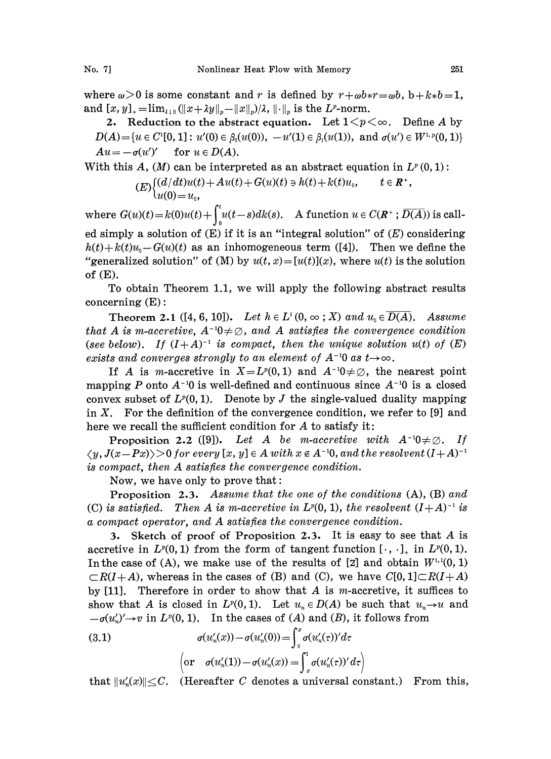where $\omega>0$ is some constant and $r$ is defined by $r+\omega b*r=\omega b$, $b+k*b=1$, and $[x,y]_+=\lim_{\lambda\downarrow 0}(\|x+\lambda y\|_p-\|x\|_p)/\lambda$, $\|\cdot\|_p$ is the $L^p$-norm.

**2. Reduction to the abstract equation.** Let $1<p<\infty$. Define $A$ by

$D(A)=\{u\in C^1[0,1]: u'(0)\in\beta_0(u(0)),\ -u'(1)\in\beta_1(u(1)),\text{ and }\sigma(u')\in W^{1,p}(0,1)\}$

$Au=-\sigma(u')'\quad$ for $u\in D(A)$.

With this $A$, $(M)$ can be interpreted as an abstract equation in $L^p(0,1)$:

$$(E)\begin{cases}(d/dt)u(t)+Au(t)+G(u)(t)\ni h(t)+k(t)u_0, & t\in \boldsymbol{R}^+,\\ u(0)=u_0,\end{cases}$$

where $G(u)(t)=k(0)u(t)+\int_0^t u(t-s)dk(s)$. A function $u\in C(\boldsymbol{R}^+;\overline{D(A)})$ is called simply a solution of (E) if it is an "integral solution" of $(E)$ considering $h(t)+k(t)u_0-G(u)(t)$ as an inhomogeneous term ([4]). Then we define the "generalized solution" of (M) by $u(t,x)=[u(t)](x)$, where $u(t)$ is the solution of (E).

To obtain Theorem 1.1, we will apply the following abstract results concerning (E):

**Theorem 2.1** ([4, 6, 10]). *Let $h\in L^1(0,\infty;X)$ and $u_0\in\overline{D(A)}$. Assume that $A$ is m-accretive, $A^{-1}0\neq\emptyset$, and $A$ satisfies the convergence condition (see below). If $(I+A)^{-1}$ is compact, then the unique solution $u(t)$ of (E) exists and converges strongly to an element of $A^{-1}0$ as $t\to\infty$.*

If $A$ is $m$-accretive in $X=L^p(0,1)$ and $A^{-1}0\neq\emptyset$, the nearest point mapping $P$ onto $A^{-1}0$ is well-defined and continuous since $A^{-1}0$ is a closed convex subset of $L^p(0,1)$. Denote by $J$ the single-valued duality mapping in $X$. For the definition of the convergence condition, we refer to [9] and here we recall the sufficient condition for $A$ to satisfy it:

**Proposition 2.2** ([9]). *Let $A$ be m-accretive with $A^{-1}0\neq\emptyset$. If $\langle y, J(x-Px)\rangle>0$ for every $[x,y]\in A$ with $x\notin A^{-1}0$, and the resolvent $(I+A)^{-1}$ is compact, then $A$ satisfies the convergence condition.*

Now, we have only to prove that:

**Proposition 2.3.** *Assume that the one of the conditions* (A), (B) *and* (C) *is satisfied. Then $A$ is m-accretive in $L^p(0,1)$, the resolvent $(I+A)^{-1}$ is a compact operator, and $A$ satisfies the convergence condition.*

**3. Sketch of proof of Proposition 2.3.** It is easy to see that $A$ is accretive in $L^p(0,1)$ from the form of tangent function $[\cdot,\cdot]_+$ in $L^p(0,1)$. In the case of (A), we make use of the results of [2] and obtain $W^{1,1}(0,1)\subset R(I+A)$, whereas in the cases of (B) and (C), we have $C[0,1]\subset R(I+A)$ by [11]. Therefore in order to show that $A$ is $m$-accretive, it suffices to show that $A$ is closed in $L^p(0,1)$. Let $u_n\in D(A)$ be such that $u_n\to u$ and $-\sigma(u_n')'\to v$ in $L^p(0,1)$. In the cases of $(A)$ and $(B)$, it follows from

$$\sigma(u_n'(x))-\sigma(u_n'(0))=\int_0^x\sigma(u_n'(\tau))'d\tau \tag{3.1}$$

$$\left(\text{or}\quad \sigma(u_n'(1))-\sigma(u_n'(x))=\int_x^1\sigma(u_n'(\tau))'d\tau\right)$$

that $\|u_n'(x)\|\le C$. (Hereafter $C$ denotes a universal constant.) From this,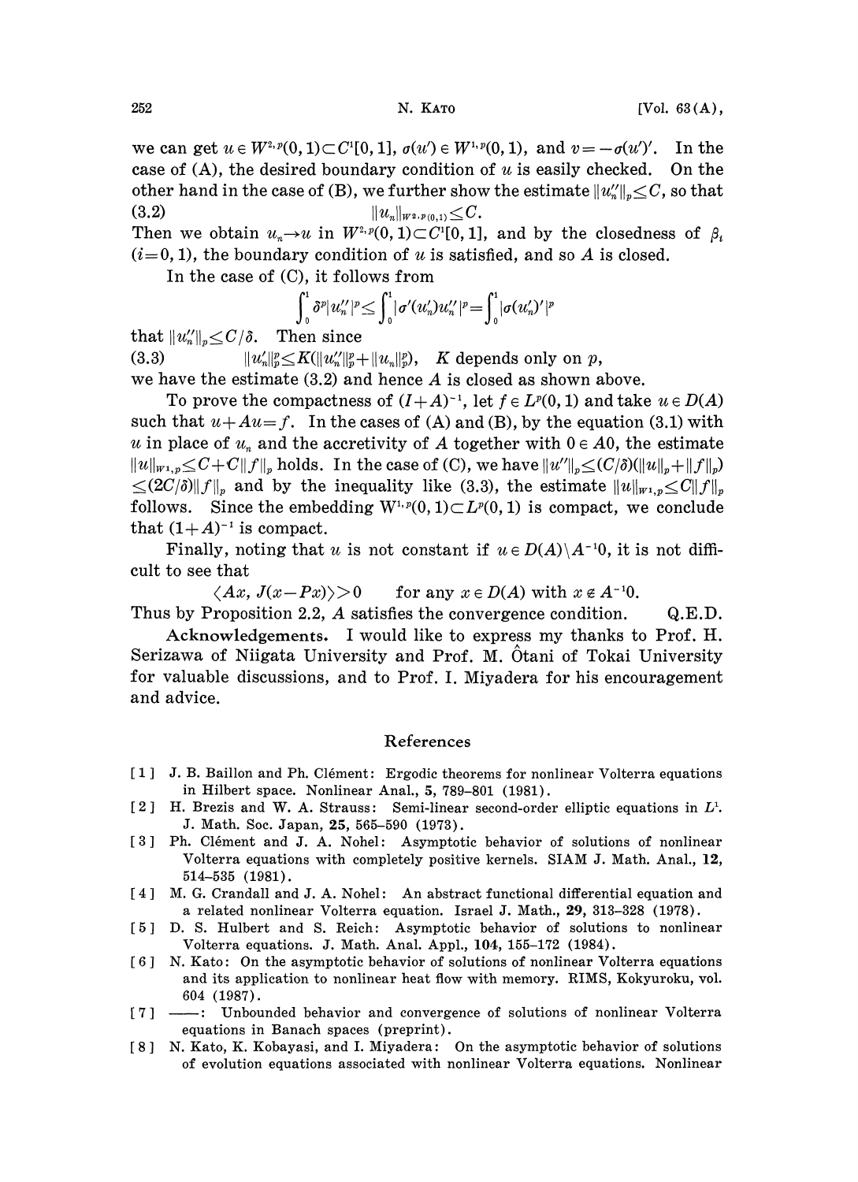we can get $u \in W^{2,p}(0,1) \subset C^1[0,1]$, $\sigma(u') \in W^{1,p}(0,1)$, and $v = -\sigma(u')'$. In the case of (A), the desired boundary condition of $u$ is easily checked. On the other hand in the case of (B), we further show the estimate $\|u_n''\|_p \leq C$, so that

$$\|u_n\|_{W^{2,p}(0,1)} \leq C. \tag{3.2}$$

Then we obtain $u_n \to u$ in $W^{2,p}(0,1) \subset C^1[0,1]$, and by the closedness of $\beta_i$ $(i=0,1)$, the boundary condition of $u$ is satisfied, and so $A$ is closed.

In the case of (C), it follows from

$$\int_0^1 \delta^p |u_n''|^p \leq \int_0^1 |\sigma'(u_n')u_n''|^p = \int_0^1 |\sigma(u_n')'|^p$$

that $\|u_n''\|_p \leq C/\delta$. Then since

$$\|u_n'\|_p^p \leq K(\|u_n''\|_p^p + \|u_n\|_p^p), \quad K \text{ depends only on } p, \tag{3.3}$$

we have the estimate (3.2) and hence $A$ is closed as shown above.

To prove the compactness of $(I+A)^{-1}$, let $f \in L^p(0,1)$ and take $u \in D(A)$ such that $u + Au = f$. In the cases of (A) and (B), by the equation (3.1) with $u$ in place of $u_n$ and the accretivity of $A$ together with $0 \in A0$, the estimate $\|u\|_{W^{1,p}} \leq C + C\|f\|_p$ holds. In the case of (C), we have $\|u''\|_p \leq (C/\delta)(\|u\|_p + \|f\|_p) \leq (2C/\delta)\|f\|_p$ and by the inequality like (3.3), the estimate $\|u\|_{W^{1,p}} \leq C\|f\|_p$ follows. Since the embedding $W^{1,p}(0,1) \subset L^p(0,1)$ is compact, we conclude that $(1+A)^{-1}$ is compact.

Finally, noting that $u$ is not constant if $u \in D(A) \setminus A^{-1}0$, it is not difficult to see that

$$\langle Ax, J(x - Px) \rangle > 0 \qquad \text{for any } x \in D(A) \text{ with } x \notin A^{-1}0.$$

Thus by Proposition 2.2, $A$ satisfies the convergence condition. Q.E.D.

**Acknowledgements.** I would like to express my thanks to Prof. H. Serizawa of Niigata University and Prof. M. Ôtani of Tokai University for valuable discussions, and to Prof. I. Miyadera for his encouragement and advice.

## References

[1] J. B. Baillon and Ph. Clément: Ergodic theorems for nonlinear Volterra equations in Hilbert space. Nonlinear Anal., **5**, 789–801 (1981).

[2] H. Brezis and W. A. Strauss: Semi-linear second-order elliptic equations in $L^1$. J. Math. Soc. Japan, **25**, 565–590 (1973).

[3] Ph. Clément and J. A. Nohel: Asymptotic behavior of solutions of nonlinear Volterra equations with completely positive kernels. SIAM J. Math. Anal., **12**, 514–535 (1981).

[4] M. G. Crandall and J. A. Nohel: An abstract functional differential equation and a related nonlinear Volterra equation. Israel J. Math., **29**, 313–328 (1978).

[5] D. S. Hulbert and S. Reich: Asymptotic behavior of solutions to nonlinear Volterra equations. J. Math. Anal. Appl., **104**, 155–172 (1984).

[6] N. Kato: On the asymptotic behavior of solutions of nonlinear Volterra equations and its application to nonlinear heat flow with memory. RIMS, Kokyuroku, vol. 604 (1987).

[7] ——: Unbounded behavior and convergence of solutions of nonlinear Volterra equations in Banach spaces (preprint).

[8] N. Kato, K. Kobayasi, and I. Miyadera: On the asymptotic behavior of solutions of evolution equations associated with nonlinear Volterra equations. Nonlinear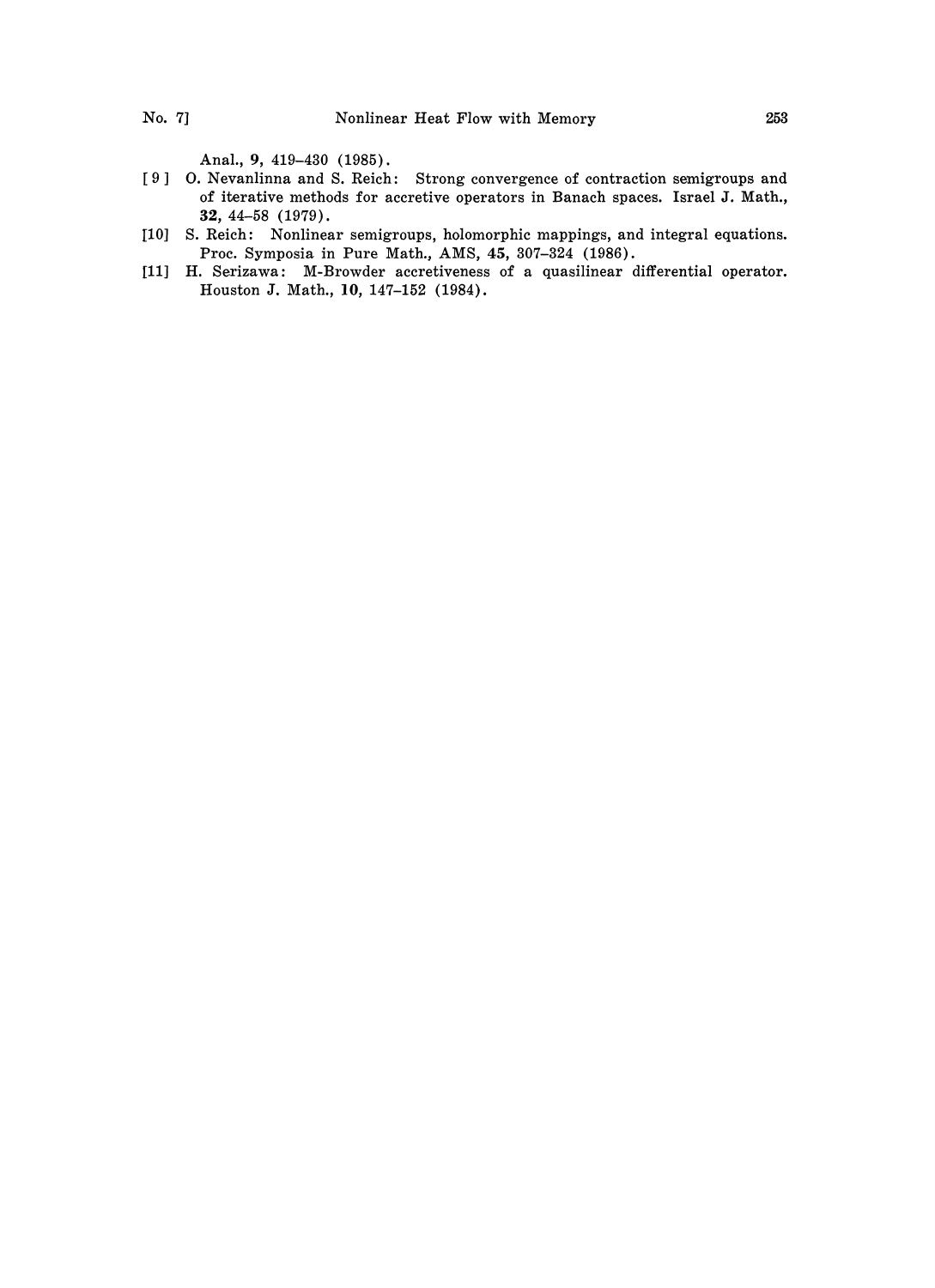Anal., **9**, 419–430 (1985).

[9] O. Nevanlinna and S. Reich: Strong convergence of contraction semigroups and of iterative methods for accretive operators in Banach spaces. Israel J. Math., **32**, 44–58 (1979).

[10] S. Reich: Nonlinear semigroups, holomorphic mappings, and integral equations. Proc. Symposia in Pure Math., AMS, **45**, 307–324 (1986).

[11] H. Serizawa: M-Browder accretiveness of a quasilinear differential operator. Houston J. Math., **10**, 147–152 (1984).